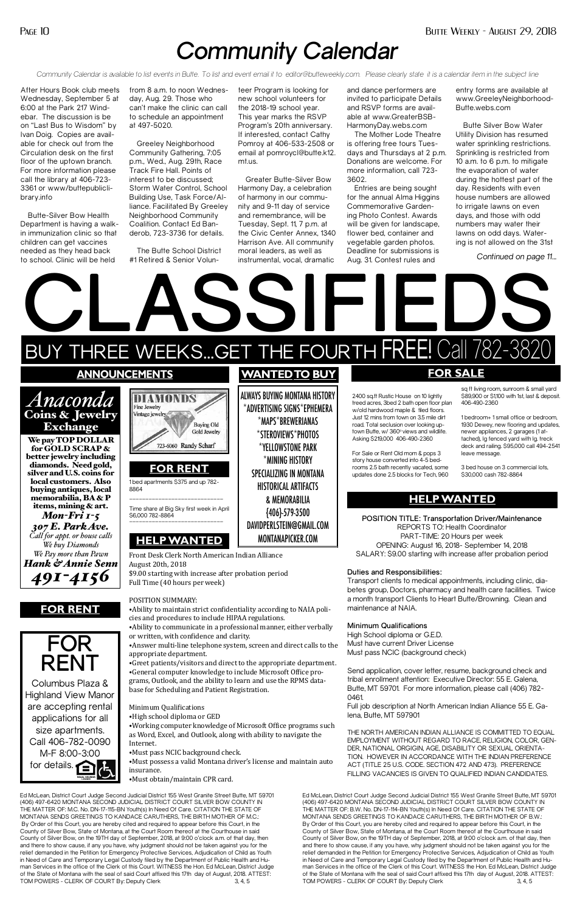# Community Calendar

*Community Calendar is available to list events in Butte. To list and event email it to editor@butteweekly.com. Please clearly state it is a calendar item in the subject line*

After Hours Book club meets Wednesday, September 5 at 6:00 at the Park 217 Windebar. The discussion is be on "Last Bus to Wisdom" by Ivan Doig. Copies are available for check out from the Circulation desk on the first floor of the uptown branch. For more information please call the library at 406-723-3361 or www/buttepubliclibrary.info

Butte-Silver Bow Health Department is having a walk-in immunization clinic so that children can get vaccines needed as they head back to school. Clinic will be held from 8 a.m. to noon Wednesday, Aug. 29. Those who can't make the clinic can call to schedule an appointment at 497-5020.

Greeley Neighborhood Community Gathering, 7:05 p.m., Wed., Aug. 29th, Race Track Fire Hall. Points of interest to be discussed; Storm Water Control, School Building Use, Task Force/Alliance. Facilitated By Greeley Neighborhood Community Coalition. Contact Ed Banderob, 723-3736 for details.

The Butte School District #1 Retired & Senior Volunteer Program is looking for new school volunteers for the 2018-19 school year. This year marks the RSVP Program's 20th anniversary. If interested, contact Cathy Pomroy at 406-533-2508 or email at pomroycl@butte.k12.mt.us.

Greater Butte-Silver Bow Harmony Day, a celebration of harmony in our community and 9-11 day of service and remembrance, will be Tuesday, Sept. 11, 7 p.m. at the Civic Center Annex, 1340 Harrison Ave. All community moral leaders, as well as instrumental, vocal, dramatic and dance performers are invited to participate Details and RSVP forms are available at www.GreaterBSB-HarmonyDay.webs.com

The Mother Lode Theatre is offering free tours Tuesdays and Thursdays at 2 p.m. Donations are welcome. For more information, call 723-3602.

Entries are being sought for the annual Alma Higgins Commemorative Gardening Photo Contest. Awards will be given for landscape, flower bed, container and vegetable garden photos. Deadline for submissions is Aug. 31. Contest rules and entry forms are available at www.GreeleyNeighborhood-Butte.webs.com

Butte Silver Bow Water Utility Division has resumed water sprinkling restrictions. Sprinkling is restricted from 10 a.m. to 6 p.m. to mitigate the evaporation of water during the hottest part of the day. Residents with even house numbers are allowed to irrigate lawns on even days, and those with odd numbers may water their lawns on odd days. Watering is not allowed on the 31st

*Continued on page 11...*

# CLASSIFIEDS

## BUY THREE WEEKS...GET THE FOURTH FREE! Call 782-3820

## ANNOUNCEMENTS

*Anaconda*
**Coins & Jewelry Exchange**

**We pay TOP DOLLAR for GOLD SCRAP & better jewelry including diamonds. Need gold, silver and U.S. coins for local customers. Also buying antiques, local memorabilia, BA & P items, mining & art.**

***Mon-Fri 1-5***
***307 E. Park Ave.***
*Call for appt. or house calls*
*We buy Diamonds*
*We Pay more than Pawn*
***Hank & Annie Senn***
***491-4156***

DIAMONDS
Fine Jewelry
Vintage jewelry
Buying Old Gold Jewelry
723-6060 Randy Scharf

## FOR RENT

FOR RENT

Columbus Plaza & Highland View Manor are accepting rental applications for all size apartments. Call 406-782-0090 M-F 8:00-3:00 for details.

## FOR RENT

1 bed apartments $375 and up 782-8864

---

Time share at Big Sky first week in April $6,000 782-8864

---

## WANTED TO BUY

ALWAYS BUYING MONTANA HISTORY
*ADVERTISING SIGNS*EPHEMERA
*MAPS*BREWERIANAS
*STEROVIEWS*PHOTOS
*YELLOWSTONE PARK
*MINING HISTORY
SPECIALIZING IN MONTANA HISTORICAL ARTIFACTS & MEMORABILIA
{406}-579-3500
DAVIDPERLSTEIN@GMAIL.COM
MONTANAPICKER.COM

## HELP WANTED

Front Desk Clerk North American Indian Alliance
August 20th, 2018
$9.00 starting with increase after probation period
Full Time (40 hours per week)

POSITION SUMMARY:

- Ability to maintain strict confidentiality according to NAIA policies and procedures to include HIPAA regulations.
- Ability to communicate in a professional manner, either verbally or written, with confidence and clarity.
- Answer multi-line telephone system, screen and direct calls to the appropriate department.
- Greet patients/visitors and direct to the appropriate department.
- General computer knowledge to include Microsoft Office programs, Outlook, and the ability to learn and use the RPMS database for Scheduling and Patient Registration.

Minimum Qualifications

- High school diploma or GED
- Working computer knowledge of Microsoft Office programs such as Word, Excel, and Outlook, along with ability to navigate the Internet.
- Must pass NCIC background check.
- Must possess a valid Montana driver's license and maintain auto insurance.
- Must obtain/maintain CPR card.

## FOR SALE

2400 sq.ft Rustic House on 10 lightly treed acres, 3bed 2 bath open floor plan w/old hardwood maple & tiled floors. Just 12 mins from town on 3.5 mile dirt road. Total seclusion over looking uptown Butte, w/ 360° views and wildlife. Asking $219,000 406-490-2360

For Sale or Rent Old mom & pops 3 story house converted into 4-5 bedrooms 2.5 bath recently vacated, some updates done 2.5 blocks for Tech, 960 sq ft living room, sunroom & small yard $89,900 or $1,100 with 1st, last & deposit. 406-490-2360

1 bedroom+ 1 small office or bedroom, 1930 Dewey, new flooring and updates, newer appliances, 2 garages (1 attached), lg fenced yard with lg. treck deck and railing. $95,000 call 494-2541 leave message.

3 bed house on 3 commercial lots, $30,000 cash 782-8864

## HELP WANTED

**POSITION TITLE: Transportation Driver/Maintenance**
REPORTS TO: Health Coordinator
PART-TIME: 20 Hours per week
OPENING: August 16, 2018- September 14, 2018
SALARY: $9.00 starting with increase after probation period

**Duties and Responsibilities:**

Transport clients to medical appointments, including clinic, diabetes group, Doctors, pharmacy and health care facilities. Twice a month transport Clients to Heart Butte/Browning. Clean and maintenance at NAIA.

**Minimum Qualifications**

High School diploma or G.E.D.
Must have current Driver License
Must pass NCIC (background check)

Send application, cover letter, resume, background check and tribal enrollment attention: Executive Director: 55 E. Galena, Butte, MT 59701. For more information, please call (406) 782-0461.

Full job description at North American Indian Alliance 55 E. Galena, Butte, MT 597901

THE NORTH AMERICAN INDIAN ALLIANCE IS COMMITTED TO EQUAL EMPLOYMENT WITHOUT REGARD TO RACE, RELIGION, COLOR, GENDER, NATIONAL ORGIGIN, AGE, DISABILITY OR SEXUAL ORIENTATION. HOWEVER IN ACCORDANCE WITH THE INDIAN PREFERENCE ACT (TITLE 25 U.S. CODE. SECTION 472 AND 473). PREFERENCE FILLING VACANCIES IS GIVEN TO QUALIFIED INDIAN CANDIDATES.

Ed McLean, District Court Judge Second Judicial District 155 West Granite Street Butte, MT 59701 (406) 497-6420 MONTANA SECOND JUDICIAL DISTRICT COURT SILVER BOW COUNTY IN THE MATTER OF: M.C. No. DN-17-115-BN Youth(s) In Need Of Care. CITATION THE STATE OF MONTANA SENDS GREETINGS TO KANDACE CARUTHERS, THE BIRTH MOTHER OF M.C.: By Order of this Court, you are hereby cited and required to appear before this Court, in the County of Silver Bow, State of Montana, at the Court Room thereof at the Courthouse in said County of Silver Bow, on the 19TH day of September, 2018, at 9:00 o'clock a.m. of that day, then and there to show cause, if any you have, why judgment should not be taken against you for the relief demanded in the Petition for Emergency Protective Services, Adjudication of Child as Youth in Need of Care and Temporary Legal Custody filed by the Department of Public Health and Human Services in the office of the Clerk of this Court. WITNESS the Hon. Ed McLean, District Judge of the State of Montana with the seal of said Court affixed this 17th day of August, 2018. ATTEST: TOM POWERS - CLERK OF COURT By: Deputy Clerk 3, 4, 5

Ed McLean, District Court Judge Second Judicial District 155 West Granite Street Butte, MT 59701 (406) 497-6420 MONTANA SECOND JUDICIAL DISTRICT COURT SILVER BOW COUNTY IN THE MATTER OF: B.W. No. DN-17-114-BN Youth(s) In Need Of Care. CITATION THE STATE OF MONTANA SENDS GREETINGS TO KANDACE CARUTHERS, THE BIRTH MOTHER OF B.W.: By Order of this Court, you are hereby cited and required to appear before this Court, in the County of Silver Bow, State of Montana, at the Court Room thereof at the Courthouse in said County of Silver Bow, on the 19TH day of September, 2018, at 9:00 o'clock a.m. of that day, then and there to show cause, if any you have, why judgment should not be taken against you for the relief demanded in the Petition for Emergency Protective Services, Adjudication of Child as Youth in Need of Care and Temporary Legal Custody filed by the Department of Public Health and Human Services in the office of the Clerk of this Court. WITNESS the Hon. Ed McLean, District Judge of the State of Montana with the seal of said Court affixed this 17th day of August, 2018. ATTEST: TOM POWERS - CLERK OF COURT By: Deputy Clerk 3, 4, 5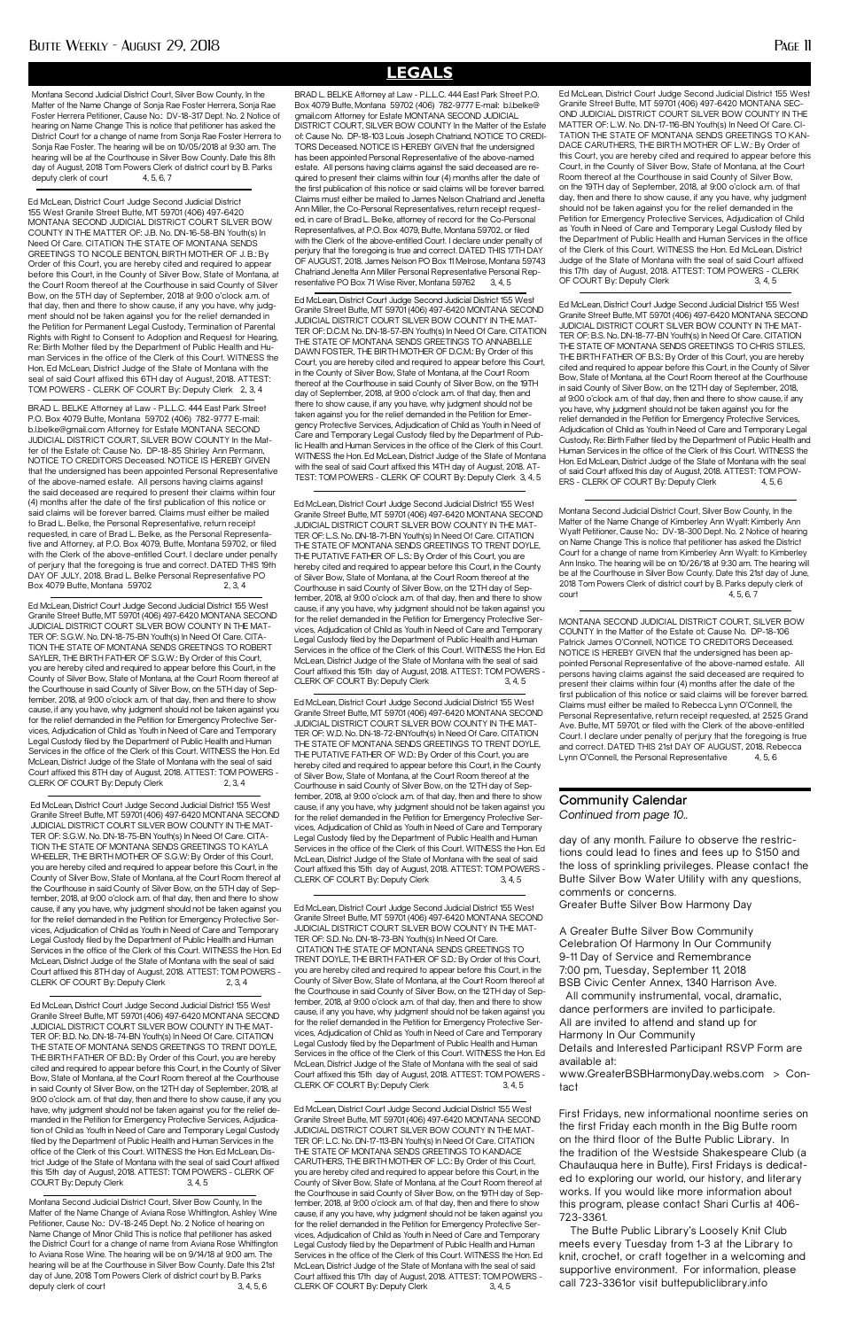## LEGALS

Montana Second Judicial District Court, Silver Bow County, In the Matter of the Name Change of Sonja Rae Foster Herrera, Sonja Rae Foster Herrera Petitioner, Cause No.: DV-18-317 Dept. No. 2 Notice of hearing on Name Change This is notice that petitioner has asked the District Court for a change of name from Sonja Rae Foster Herrera to Sonja Rae Foster. The hearing will be on 10/05/2018 at 9:30 a.m. The hearing will be at the Courthouse in Silver Bow County. Date this 8th day of August, 2018 Tom Powers Clerk of district court by B. Parks deputy clerk of court 4, 5, 6, 7

Ed McLean, District Court Judge Second Judicial District 155 West Granite Street Butte, MT 59701 (406) 497-6420 MONTANA SECOND JUDICIAL DISTRICT COURT SILVER BOW COUNTY IN THE MATTER OF: J.B. No. DN-16-58-BN Youth(s) In Need Of Care. CITATION THE STATE OF MONTANA SENDS GREETINGS TO NICOLE BENTON, BIRTH MOTHER OF J. B.: By Order of this Court, you are hereby cited and required to appear before this Court, in the County of Silver Bow, State of Montana, at the Court Room thereof at the Courthouse in said County of Silver Bow, on the 5TH day of September, 2018 at 9:00 o'clock a.m. of that day, then and there to show cause, if any you have, why judgment should not be taken against you for the relief demanded in the Petition for Permanent Legal Custody, Termination of Parental Rights with Right to Consent to Adoption and Request for Hearing, Re: Birth Mother filed by the Department of Public Health and Human Services in the office of the Clerk of this Court. WITNESS the Hon. Ed McLean, District Judge of the State of Montana with the seal of said Court affixed this 6TH day of August, 2018. ATTEST: TOM POWERS - CLERK OF COURT By: Deputy Clerk 2, 3, 4

BRAD L. BELKE Attorney at Law - P.L.L.C. 444 East Park Street P.O. Box 4079 Butte, Montana 59702 (406) 782-9777 E-mail: b.l.belke@gmail.com Attorney for Estate MONTANA SECOND JUDICIAL DISTRICT COURT, SILVER BOW COUNTY In the Matter of the Estate of: Cause No. DP-18-85 Shirley Ann Permann, NOTICE TO CREDITORS Deceased. NOTICE IS HEREBY GIVEN that the undersigned has been appointed Personal Representative of the above-named estate. All persons having claims against the said deceased are required to present their claims within four (4) months after the date of the first publication of this notice or said claims will be forever barred. Claims must either be mailed to Brad L. Belke, the Personal Representative, return receipt requested, in care of Brad L. Belke, as the Personal Representative and Attorney, at P.O. Box 4079, Butte, Montana 59702, or filed with the Clerk of the above-entitled Court. I declare under penalty of perjury that the foregoing is true and correct. DATED THIS 19th DAY OF JULY, 2018. Brad L. Belke Personal Representative PO Box 4079 Butte, Montana 59702 2, 3, 4

Ed McLean, District Court Judge Second Judicial District 155 West Granite Street Butte, MT 59701 (406) 497-6420 MONTANA SECOND JUDICIAL DISTRICT COURT SILVER BOW COUNTY IN THE MATTER OF: S.G.W. No. DN-18-75-BN Youth(s) In Need Of Care. CITATION THE STATE OF MONTANA SENDS GREETINGS TO ROBERT SAYLER, THE BIRTH FATHER OF S.G.W.: By Order of this Court, you are hereby cited and required to appear before this Court, in the County of Silver Bow, State of Montana, at the Court Room thereof at the Courthouse in said County of Silver Bow, on the 5TH day of September, 2018, at 9:00 o'clock a.m. of that day, then and there to show cause, if any you have, why judgment should not be taken against you for the relief demanded in the Petition for Emergency Protective Services, Adjudication of Child as Youth in Need of Care and Temporary Legal Custody filed by the Department of Public Health and Human Services in the office of the Clerk of this Court. WITNESS the Hon. Ed McLean, District Judge of the State of Montana with the seal of said Court affixed this 8TH day of August, 2018. ATTEST: TOM POWERS - CLERK OF COURT By: Deputy Clerk 2, 3, 4

Ed McLean, District Court Judge Second Judicial District 155 West Granite Street Butte, MT 59701 (406) 497-6420 MONTANA SECOND JUDICIAL DISTRICT COURT SILVER BOW COUNTY IN THE MATTER OF: S.G.W. No. DN-18-75-BN Youth(s) In Need Of Care. CITATION THE STATE OF MONTANA SENDS GREETINGS TO KAYLA WHEELER, THE BIRTH MOTHER OF S.G.W.: By Order of this Court, you are hereby cited and required to appear before this Court, in the County of Silver Bow, State of Montana, at the Court Room thereof at the Courthouse in said County of Silver Bow, on the 5TH day of September, 2018, at 9:00 o'clock a.m. of that day, then and there to show cause, if any you have, why judgment should not be taken against you for the relief demanded in the Petition for Emergency Protective Services, Adjudication of Child as Youth in Need of Care and Temporary Legal Custody filed by the Department of Public Health and Human Services in the office of the Clerk of this Court. WITNESS the Hon. Ed McLean, District Judge of the State of Montana with the seal of said Court affixed this 8TH day of August, 2018. ATTEST: TOM POWERS - CLERK OF COURT By: Deputy Clerk 2, 3, 4

Ed McLean, District Court Judge Second Judicial District 155 West Granite Street Butte, MT 59701 (406) 497-6420 MONTANA SECOND JUDICIAL DISTRICT COURT SILVER BOW COUNTY IN THE MATTER OF: B.D. No. DN-18-74-BN Youth(s) In Need Of Care. CITATION THE STATE OF MONTANA SENDS GREETINGS TO TRENT DOYLE, THE BIRTH FATHER OF B.D.: By Order of this Court, you are hereby cited and required to appear before this Court, in the County of Silver Bow, State of Montana, at the Court Room thereof at the Courthouse in said County of Silver Bow, on the 12TH day of September, 2018, at 9:00 o'clock a.m. of that day, then and there to show cause, if any you have, why judgment should not be taken against you for the relief demanded in the Petition for Emergency Protective Services, Adjudication of Child as Youth in Need of Care and Temporary Legal Custody filed by the Department of Public Health and Human Services in the office of the Clerk of this Court. WITNESS the Hon. Ed McLean, District Judge of the State of Montana with the seal of said Court affixed this 15th day of August, 2018. ATTEST: TOM POWERS - CLERK OF COURT By: Deputy Clerk 3, 4, 5

Montana Second Judicial District Court, Silver Bow County, In the Matter of the Name Change of Aviana Rose Whittington, Ashley Wine Petitioner, Cause No.: DV-18-245 Dept. No. 2 Notice of hearing on Name Change of Minor Child This is notice that petitioner has asked the District Court for a change of name from Aviana Rose Whittington to Aviana Rose Wine. The hearing will be on 9/14/18 at 9:00 am. The hearing will be at the Courthouse in Silver Bow County. Date this 21st day of June, 2018 Tom Powers Clerk of district court by B. Parks deputy clerk of court 3, 4, 5, 6

BRAD L. BELKE Attorney at Law - P.L.L.C. 444 East Park Street P.O. Box 4079 Butte, Montana 59702 (406) 782-9777 E-mail: b.l.belke@gmail.com Attorney for Estate MONTANA SECOND JUDICIAL DISTRICT COURT, SILVER BOW COUNTY In the Matter of the Estate of: Cause No. DP-18-103 Louis Joseph Chatriand, NOTICE TO CREDITORS Deceased. NOTICE IS HEREBY GIVEN that the undersigned has been appointed Personal Representative of the above-named estate. All persons having claims against the said deceased are required to present their claims within four (4) months after the date of the first publication of this notice or said claims will be forever barred. Claims must either be mailed to James Nelson Chatriand and Jenetta Ann Miller, the Co-Personal Representatives, return receipt requested, in care of Brad L. Belke, attorney of record for the Co-Personal Representatives, at P.O. Box 4079, Butte, Montana 59702, or filed with the Clerk of the above-entitled Court. I declare under penalty of perjury that the foregoing is true and correct. DATED this 17TH DAY OF AUGUST, 2018. James Nelson PO Box 11 Melrose, Montana 59743 Chatriand Jenetta Ann Miller Personal Representative Personal Representative PO Box 71 Wise River, Montana 59762 3, 4, 5

Ed McLean, District Court Judge Second Judicial District 155 West Granite Street Butte, MT 59701 (406) 497-6420 MONTANA SECOND JUDICIAL DISTRICT COURT SILVER BOW COUNTY IN THE MATTER OF: D.C.M. No. DN-18-57-BN Youth(s) In Need Of Care. CITATION THE STATE OF MONTANA SENDS GREETINGS TO ANNABELLE DAWN FOSTER, THE BIRTH MOTHER OF D.C.M.: By Order of this Court, you are hereby cited and required to appear before this Court, in the County of Silver Bow, State of Montana, at the Court Room thereof at the Courthouse in said County of Silver Bow, on the 19TH day of September, 2018, at 9:00 o'clock a.m. of that day, then and there to show cause, if any you have, why judgment should not be taken against you for the relief demanded in the Petition for Emergency Protective Services, Adjudication of Child as Youth in Need of Care and Temporary Legal Custody filed by the Department of Public Health and Human Services in the office of the Clerk of this Court. WITNESS the Hon. Ed McLean, District Judge of the State of Montana with the seal of said Court affixed this 14TH day of August, 2018. ATTEST: TOM POWERS - CLERK OF COURT By: Deputy Clerk 3, 4, 5

Ed McLean, District Court Judge Second Judicial District 155 West Granite Street Butte, MT 59701 (406) 497-6420 MONTANA SECOND JUDICIAL DISTRICT COURT SILVER BOW COUNTY IN THE MATTER OF: L.S. No. DN-18-71-BN Youth(s) In Need Of Care. CITATION THE STATE OF MONTANA SENDS GREETINGS TO TRENT DOYLE, THE PUTATIVE FATHER OF L.S.: By Order of this Court, you are hereby cited and required to appear before this Court, in the County of Silver Bow, State of Montana, at the Court Room thereof at the Courthouse in said County of Silver Bow, on the 12TH day of September, 2018, at 9:00 o'clock a.m. of that day, then and there to show cause, if any you have, why judgment should not be taken against you for the relief demanded in the Petition for Emergency Protective Services, Adjudication of Child as Youth in Need of Care and Temporary Legal Custody filed by the Department of Public Health and Human Services in the office of the Clerk of this Court. WITNESS the Hon. Ed McLean, District Judge of the State of Montana with the seal of said Court affixed this 15th day of August, 2018. ATTEST: TOM POWERS - CLERK OF COURT By: Deputy Clerk 3, 4, 5

Ed McLean, District Court Judge Second Judicial District 155 West Granite Street Butte, MT 59701 (406) 497-6420 MONTANA SECOND JUDICIAL DISTRICT COURT SILVER BOW COUNTY IN THE MATTER OF: W.D. No. DN-18-72-BNYouth(s) In Need Of Care. CITATION THE STATE OF MONTANA SENDS GREETINGS TO TRENT DOYLE, THE PUTATIVE FATHER OF W.D.: By Order of this Court, you are hereby cited and required to appear before this Court, in the County of Silver Bow, State of Montana, at the Court Room thereof at the Courthouse in said County of Silver Bow, on the 12TH day of September, 2018, at 9:00 o'clock a.m. of that day, then and there to show cause, if any you have, why judgment should not be taken against you for the relief demanded in the Petition for Emergency Protective Services, Adjudication of Child as Youth in Need of Care and Temporary Legal Custody filed by the Department of Public Health and Human Services in the office of the Clerk of this Court. WITNESS the Hon. Ed McLean, District Judge of the State of Montana with the seal of said Court affixed this 15th day of August, 2018. ATTEST: TOM POWERS - CLERK OF COURT By: Deputy Clerk 3, 4, 5

Ed McLean, District Court Judge Second Judicial District 155 West Granite Street Butte, MT 59701 (406) 497-6420 MONTANA SECOND JUDICIAL DISTRICT COURT SILVER BOW COUNTY IN THE MATTER OF: S.D. No. DN-18-73-BN Youth(s) In Need Of Care. CITATION THE STATE OF MONTANA SENDS GREETINGS TO TRENT DOYLE, THE BIRTH FATHER OF S.D.: By Order of this Court, you are hereby cited and required to appear before this Court, in the County of Silver Bow, State of Montana, at the Court Room thereof at the Courthouse in said County of Silver Bow, on the 12TH day of September, 2018, at 9:00 o'clock a.m. of that day, then and there to show cause, if any you have, why judgment should not be taken against you for the relief demanded in the Petition for Emergency Protective Services, Adjudication of Child as Youth in Need of Care and Temporary Legal Custody filed by the Department of Public Health and Human Services in the office of the Clerk of this Court. WITNESS the Hon. Ed McLean, District Judge of the State of Montana with the seal of said Court affixed this 15th day of August, 2018. ATTEST: TOM POWERS - CLERK OF COURT By: Deputy Clerk 3, 4, 5

Ed McLean, District Court Judge Second Judicial District 155 West Granite Street Butte, MT 59701 (406) 497-6420 MONTANA SECOND JUDICIAL DISTRICT COURT SILVER BOW COUNTY IN THE MATTER OF: L.C. No. DN-17-113-BN Youth(s) In Need Of Care. CITATION THE STATE OF MONTANA SENDS GREETINGS TO KANDACE CARUTHERS, THE BIRTH MOTHER OF L.C.: By Order of this Court, you are hereby cited and required to appear before this Court, in the County of Silver Bow, State of Montana, at the Court Room thereof at the Courthouse in said County of Silver Bow, on the 19th day of September, 2018, at 9:00 o'clock a.m. of that day, then and there to show cause, if any you have, why judgment should not be taken against you for the relief demanded in the Petition for Emergency Protective Services, Adjudication of Child as Youth in Need of Care and Temporary Legal Custody filed by the Department of Public Health and Human Services in the office of the Clerk of this Court. WITNESS the Hon. Ed McLean, District Judge of the State of Montana with the seal of said Court affixed this 17th day of August, 2018. ATTEST: TOM POWERS - CLERK OF COURT By: Deputy Clerk 3, 4, 5

Ed McLean, District Court Judge Second Judicial District 155 West Granite Street Butte, MT 59701 (406) 497-6420 MONTANA SECOND JUDICIAL DISTRICT COURT SILVER BOW COUNTY IN THE MATTER OF: L.W. No. DN-17-116-BN Youth(s) In Need Of Care. CITATION THE STATE OF MONTANA SENDS GREETINGS TO KANDACE CARUTHERS, THE BIRTH MOTHER OF L.W.: By Order of this Court, you are hereby cited and required to appear before this Court, in the County of Silver Bow, State of Montana, at the Court Room thereof at the Courthouse in said County of Silver Bow, on the 19TH day of September, 2018, at 9:00 o'clock a.m. of that day, then and there to show cause, if any you have, why judgment should not be taken against you for the relief demanded in the Petition for Emergency Protective Services, Adjudication of Child as Youth in Need of Care and Temporary Legal Custody filed by the Department of Public Health and Human Services in the office of the Clerk of this Court. WITNESS the Hon. Ed McLean, District Judge of the State of Montana with the seal of said Court affixed this 17th day of August, 2018. ATTEST: TOM POWERS - CLERK OF COURT By: Deputy Clerk 3, 4, 5

Ed McLean, District Court Judge Second Judicial District 155 West Granite Street Butte, MT 59701 (406) 497-6420 MONTANA SECOND JUDICIAL DISTRICT COURT SILVER BOW COUNTY IN THE MATTER OF: B.S. No. DN-18-77-BN Youth(s) In Need Of Care. CITATION THE STATE OF MONTANA SENDS GREETINGS TO CHRIS STILES, THE BIRTH FATHER OF B.S.: By Order of this Court, you are hereby cited and required to appear before this Court, in the County of Silver Bow, State of Montana, at the Court Room thereof at the Courthouse in said County of Silver Bow, on the 12TH day of September, 2018, at 9:00 o'clock a.m. of that day, then and there to show cause, if any you have, why judgment should not be taken against you for the relief demanded in the Petition for Emergency Protective Services, Adjudication of Child as Youth in Need of Care and Temporary Legal Custody, Re: Birth Father filed by the Department of Public Health and Human Services in the office of the Clerk of this Court. WITNESS the Hon. Ed McLean, District Judge of the State of Montana with the seal of said Court affixed this day of August, 2018. ATTEST: TOM POWERS - CLERK OF COURT By: Deputy Clerk 4, 5, 6

Montana Second Judicial District Court, Silver Bow County, In the Matter of the Name Change of Kimberley Ann Wyatt: Kimberly Ann Wyatt Petitioner, Cause No.: DV-18-300 Dept. No. 2 Notice of hearing on Name Change This is notice that petitioner has asked the District Court for a change of name from Kimberley Ann Wyatt to Kimberley Ann Insko. The hearing will be on 10/26/18 at 9:30 am. The hearing will be at the Courthouse in Silver Bow County. Date this 21st day of June, 2018 Tom Powers Clerk of district court by B. Parks deputy clerk of court 4, 5, 6, 7

MONTANA SECOND JUDICIAL DISTRICT COURT, SILVER BOW COUNTY In the Matter of the Estate of: Cause No. DP-18-106 Patrick James O'Connell, NOTICE TO CREDITORS Deceased. NOTICE IS HEREBY GIVEN that the undersigned has been appointed Personal Representative of the above-named estate. All persons having claims against the said deceased are required to present their claims within four (4) months after the date of the first publication of this notice or said claims will be forever barred. Claims must either be mailed to Rebecca Lynn O'Connell, the Personal Representative, return receipt requested, at 2525 Grand Ave. Butte, MT 59701, or filed with the Clerk of the above-entitled Court. I declare under penalty of perjury that the foregoing is true and correct. DATED THIS 21st DAY OF AUGUST, 2018. Rebecca Lynn O'Connell, the Personal Representative 4, 5, 6

## Community Calendar

*Continued from page 10..*

day of any month. Failure to observe the restrictions could lead to fines and fees up to $150 and the loss of sprinkling privileges. Please contact the Butte Silver Bow Water Utility with any questions, comments or concerns.

Greater Butte Silver Bow Harmony Day

A Greater Butte Silver Bow Community Celebration Of Harmony In Our Community 9-11 Day of Service and Remembrance 7:00 pm, Tuesday, September 11, 2018 BSB Civic Center Annex, 1340 Harrison Ave.

All community instrumental, vocal, dramatic, dance performers are invited to participate.

All are invited to attend and stand up for Harmony In Our Community

Details and Interested Participant RSVP Form are available at:

www.GreaterBSBHarmonyDay.webs.com > Contact

First Fridays, new informational noontime series on the first Friday each month in the Big Butte room on the third floor of the Butte Public Library. In the tradition of the Westside Shakespeare Club (a Chautauqua here in Butte), First Fridays is dedicated to exploring our world, our history, and literary works. If you would like more information about this program, please contact Shari Curtis at 406-723-3361.

The Butte Public Library's Loosely Knit Club meets every Tuesday from 1-3 at the Library to knit, crochet, or craft together in a welcoming and supportive environment. For information, please call 723-3361or visit buttepubliclibrary.info